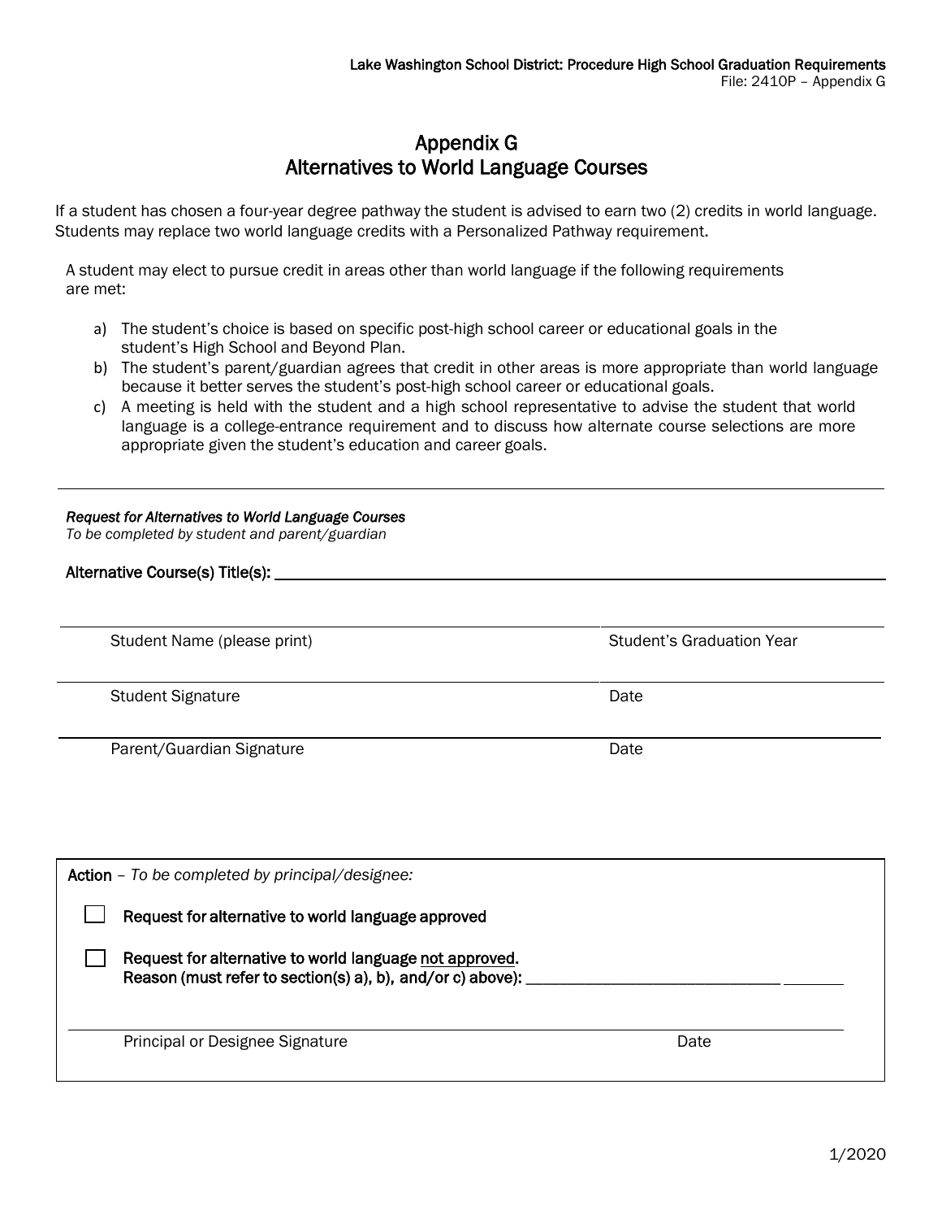# Appendix G
# Alternatives to World Language Courses

If a student has chosen a four-year degree pathway the student is advised to earn two (2) credits in world language. Students may replace two world language credits with a Personalized Pathway requirement.

A student may elect to pursue credit in areas other than world language if the following requirements are met:

a) The student's choice is based on specific post-high school career or educational goals in the student's High School and Beyond Plan.
b) The student's parent/guardian agrees that credit in other areas is more appropriate than world language because it better serves the student's post-high school career or educational goals.
c) A meeting is held with the student and a high school representative to advise the student that world language is a college-entrance requirement and to discuss how alternate course selections are more appropriate given the student's education and career goals.

---

*Request for Alternatives to World Language Courses*
*To be completed by student and parent/guardian*

Alternative Course(s) Title(s): ______________________________________________

______________________________________ ____________________
Student Name (please print) Student's Graduation Year

______________________________________ ____________________
Student Signature Date

______________________________________ ____________________
Parent/Guardian Signature Date

**Action** – *To be completed by principal/designee:*

☐ Request for alternative to world language approved

☐ Request for alternative to world language not approved.
Reason (must refer to section(s) a), b), and/or c) above): ______________________________

______________________________________ ____________________
Principal or Designee Signature Date

1/2020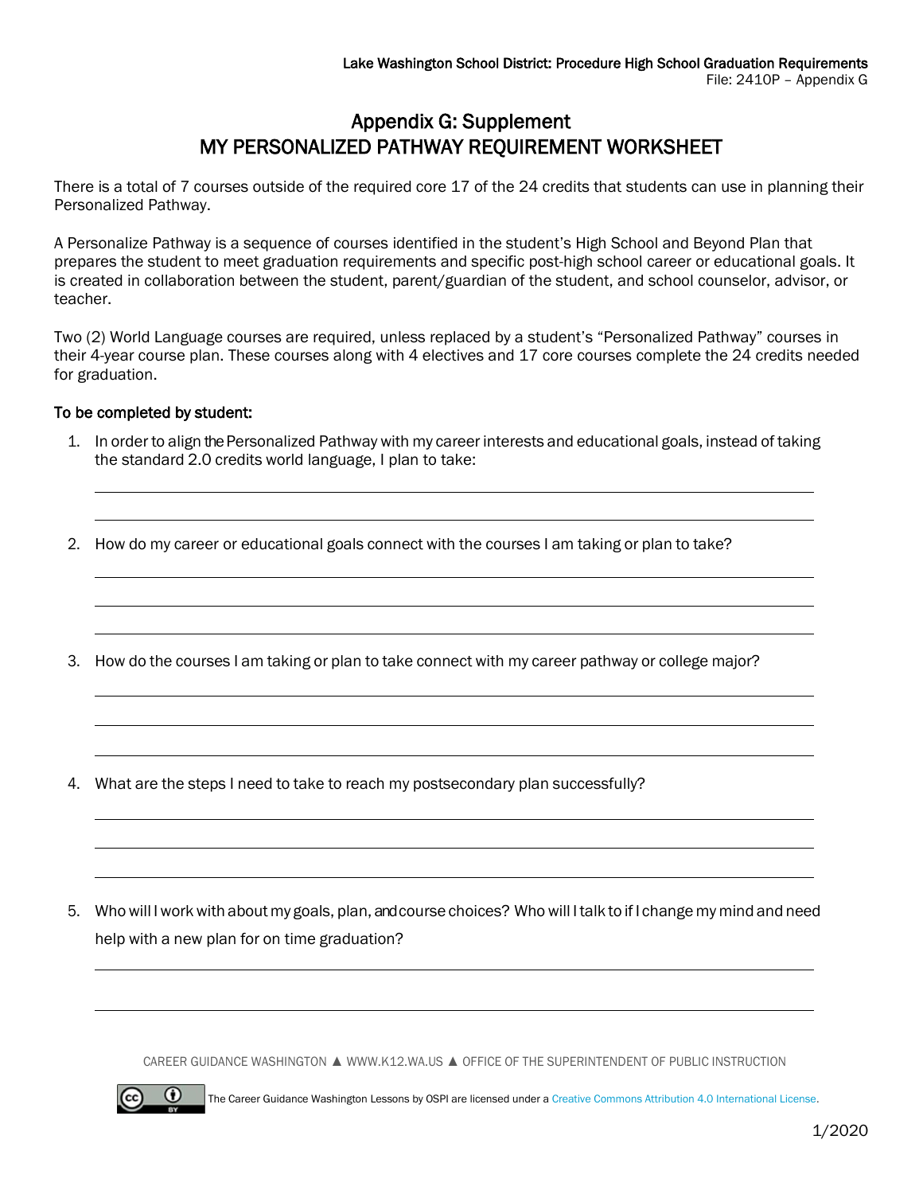# Appendix G: Supplement
## MY PERSONALIZED PATHWAY REQUIREMENT WORKSHEET

There is a total of 7 courses outside of the required core 17 of the 24 credits that students can use in planning their Personalized Pathway.

A Personalize Pathway is a sequence of courses identified in the student's High School and Beyond Plan that prepares the student to meet graduation requirements and specific post-high school career or educational goals. It is created in collaboration between the student, parent/guardian of the student, and school counselor, advisor, or teacher.

Two (2) World Language courses are required, unless replaced by a student's "Personalized Pathway" courses in their 4-year course plan. These courses along with 4 electives and 17 core courses complete the 24 credits needed for graduation.

**To be completed by student:**

1. In order to align the Personalized Pathway with my career interests and educational goals, instead of taking the standard 2.0 credits world language, I plan to take:

   ______________________________________________________________________

   ______________________________________________________________________

2. How do my career or educational goals connect with the courses I am taking or plan to take?

   ______________________________________________________________________

   ______________________________________________________________________

   ______________________________________________________________________

3. How do the courses I am taking or plan to take connect with my career pathway or college major?

   ______________________________________________________________________

   ______________________________________________________________________

   ______________________________________________________________________

4. What are the steps I need to take to reach my postsecondary plan successfully?

   ______________________________________________________________________

   ______________________________________________________________________

   ______________________________________________________________________

5. Who will I work with about my goals, plan, and course choices? Who will I talk to if I change my mind and need help with a new plan for on time graduation?

   ______________________________________________________________________

   ______________________________________________________________________

CAREER GUIDANCE WASHINGTON ▲ WWW.K12.WA.US ▲ OFFICE OF THE SUPERINTENDENT OF PUBLIC INSTRUCTION

The Career Guidance Washington Lessons by OSPI are licensed under a Creative Commons Attribution 4.0 International License.

1/2020